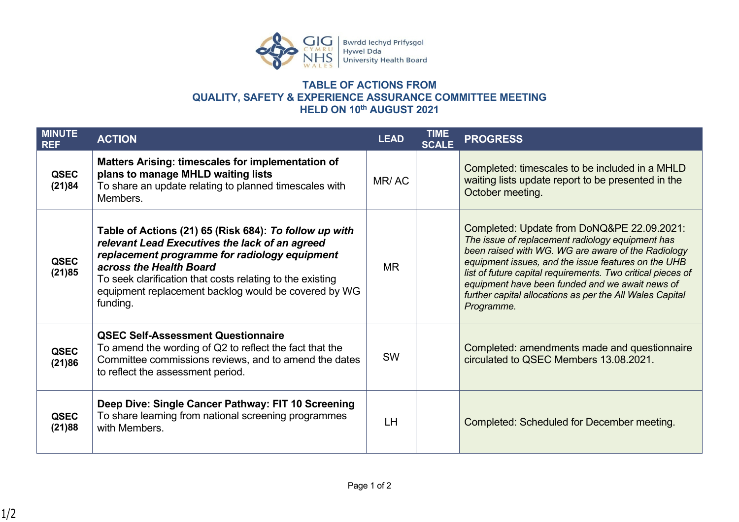## TABLE OF ACTIONS FROM
## QUALITY, SAFETY & EXPERIENCE ASSURANCE COMMITTEE MEETING
## HELD ON 10th AUGUST 2021

| MINUTE REF | ACTION | LEAD | TIME SCALE | PROGRESS |
|---|---|---|---|---|
| **QSEC (21)84** | **Matters Arising: timescales for implementation of plans to manage MHLD waiting lists** To share an update relating to planned timescales with Members. | MR/ AC | | Completed: timescales to be included in a MHLD waiting lists update report to be presented in the October meeting. |
| **QSEC (21)85** | **Table of Actions (21) 65 (Risk 684):** ***To follow up with relevant Lead Executives the lack of an agreed replacement programme for radiology equipment across the Health Board*** To seek clarification that costs relating to the existing equipment replacement backlog would be covered by WG funding. | MR | | Completed: Update from DoNQ&PE 22.09.2021: *The issue of replacement radiology equipment has been raised with WG. WG are aware of the Radiology equipment issues, and the issue features on the UHB list of future capital requirements. Two critical pieces of equipment have been funded and we await news of further capital allocations as per the All Wales Capital Programme.* |
| **QSEC (21)86** | **QSEC Self-Assessment Questionnaire** To amend the wording of Q2 to reflect the fact that the Committee commissions reviews, and to amend the dates to reflect the assessment period. | SW | | Completed: amendments made and questionnaire circulated to QSEC Members 13.08.2021. |
| **QSEC (21)88** | **Deep Dive: Single Cancer Pathway: FIT 10 Screening** To share learning from national screening programmes with Members. | LH | | Completed: Scheduled for December meeting. |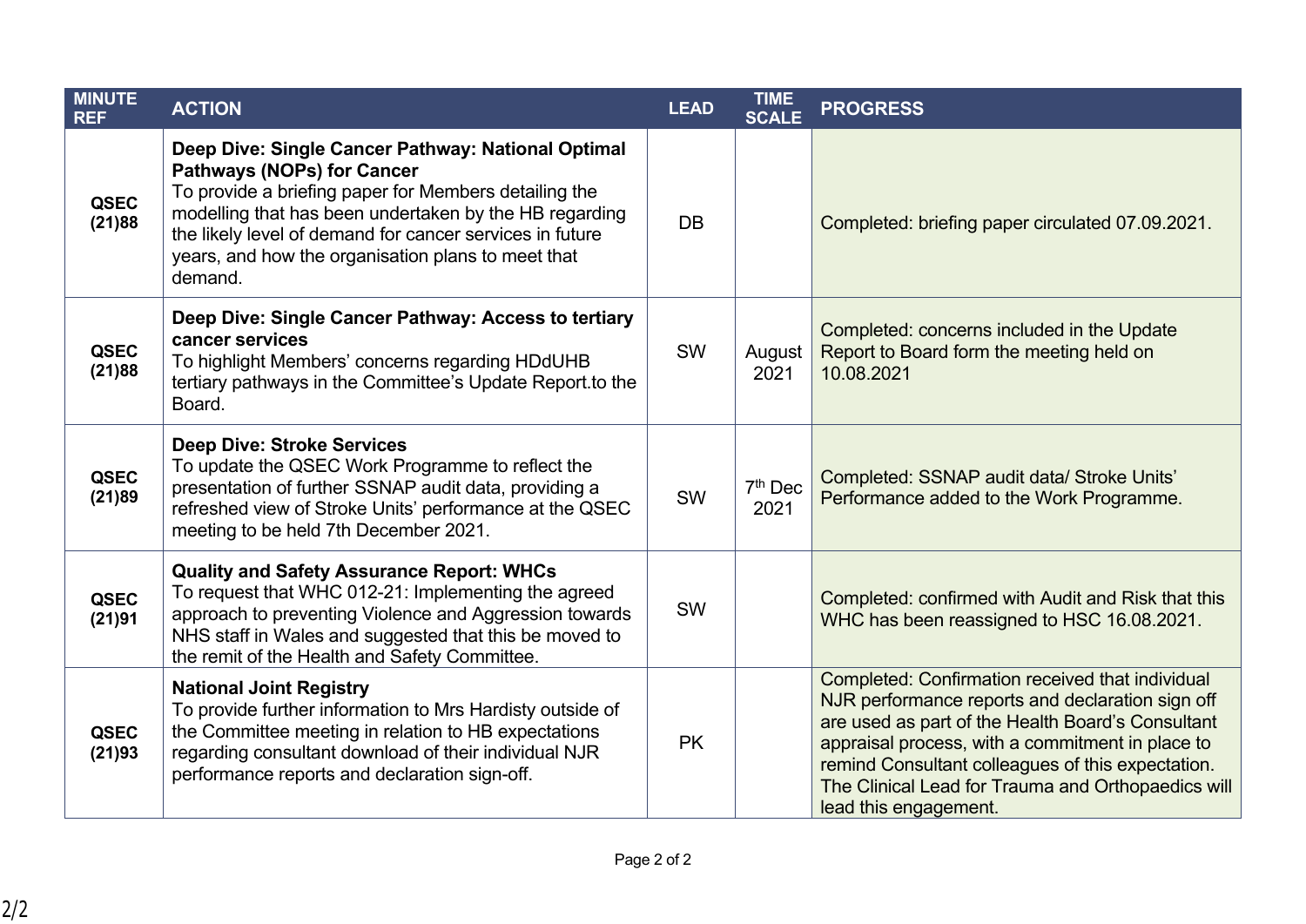| MINUTE REF | ACTION | LEAD | TIME SCALE | PROGRESS |
|---|---|---|---|---|
| **QSEC (21)88** | **Deep Dive: Single Cancer Pathway: National Optimal Pathways (NOPs) for Cancer** To provide a briefing paper for Members detailing the modelling that has been undertaken by the HB regarding the likely level of demand for cancer services in future years, and how the organisation plans to meet that demand. | DB | | Completed: briefing paper circulated 07.09.2021. |
| **QSEC (21)88** | **Deep Dive: Single Cancer Pathway: Access to tertiary cancer services** To highlight Members' concerns regarding HDdUHB tertiary pathways in the Committee's Update Report.to the Board. | SW | August 2021 | Completed: concerns included in the Update Report to Board form the meeting held on 10.08.2021 |
| **QSEC (21)89** | **Deep Dive: Stroke Services** To update the QSEC Work Programme to reflect the presentation of further SSNAP audit data, providing a refreshed view of Stroke Units' performance at the QSEC meeting to be held 7th December 2021. | SW | 7th Dec 2021 | Completed: SSNAP audit data/ Stroke Units' Performance added to the Work Programme. |
| **QSEC (21)91** | **Quality and Safety Assurance Report: WHCs** To request that WHC 012-21: Implementing the agreed approach to preventing Violence and Aggression towards NHS staff in Wales and suggested that this be moved to the remit of the Health and Safety Committee. | SW | | Completed: confirmed with Audit and Risk that this WHC has been reassigned to HSC 16.08.2021. |
| **QSEC (21)93** | **National Joint Registry** To provide further information to Mrs Hardisty outside of the Committee meeting in relation to HB expectations regarding consultant download of their individual NJR performance reports and declaration sign-off. | PK | | Completed: Confirmation received that individual NJR performance reports and declaration sign off are used as part of the Health Board's Consultant appraisal process, with a commitment in place to remind Consultant colleagues of this expectation. The Clinical Lead for Trauma and Orthopaedics will lead this engagement. |